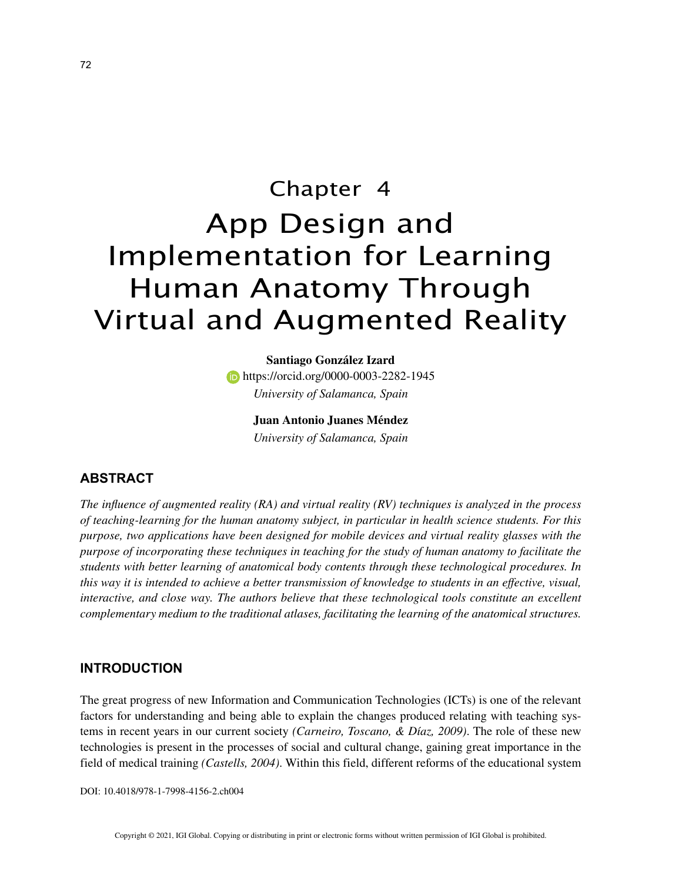# Chapter 4

# App Design and Implementation for Learning Human Anatomy Through Virtual and Augmented Reality

**Santiago González Izard**
https://orcid.org/0000-0003-2282-1945
*University of Salamanca, Spain*

**Juan Antonio Juanes Méndez**
*University of Salamanca, Spain*

## ABSTRACT

*The influence of augmented reality (RA) and virtual reality (RV) techniques is analyzed in the process of teaching-learning for the human anatomy subject, in particular in health science students. For this purpose, two applications have been designed for mobile devices and virtual reality glasses with the purpose of incorporating these techniques in teaching for the study of human anatomy to facilitate the students with better learning of anatomical body contents through these technological procedures. In this way it is intended to achieve a better transmission of knowledge to students in an effective, visual, interactive, and close way. The authors believe that these technological tools constitute an excellent complementary medium to the traditional atlases, facilitating the learning of the anatomical structures.*

## INTRODUCTION

The great progress of new Information and Communication Technologies (ICTs) is one of the relevant factors for understanding and being able to explain the changes produced relating with teaching systems in recent years in our current society *(Carneiro, Toscano, & Díaz, 2009)*. The role of these new technologies is present in the processes of social and cultural change, gaining great importance in the field of medical training *(Castells, 2004)*. Within this field, different reforms of the educational system

DOI: 10.4018/978-1-7998-4156-2.ch004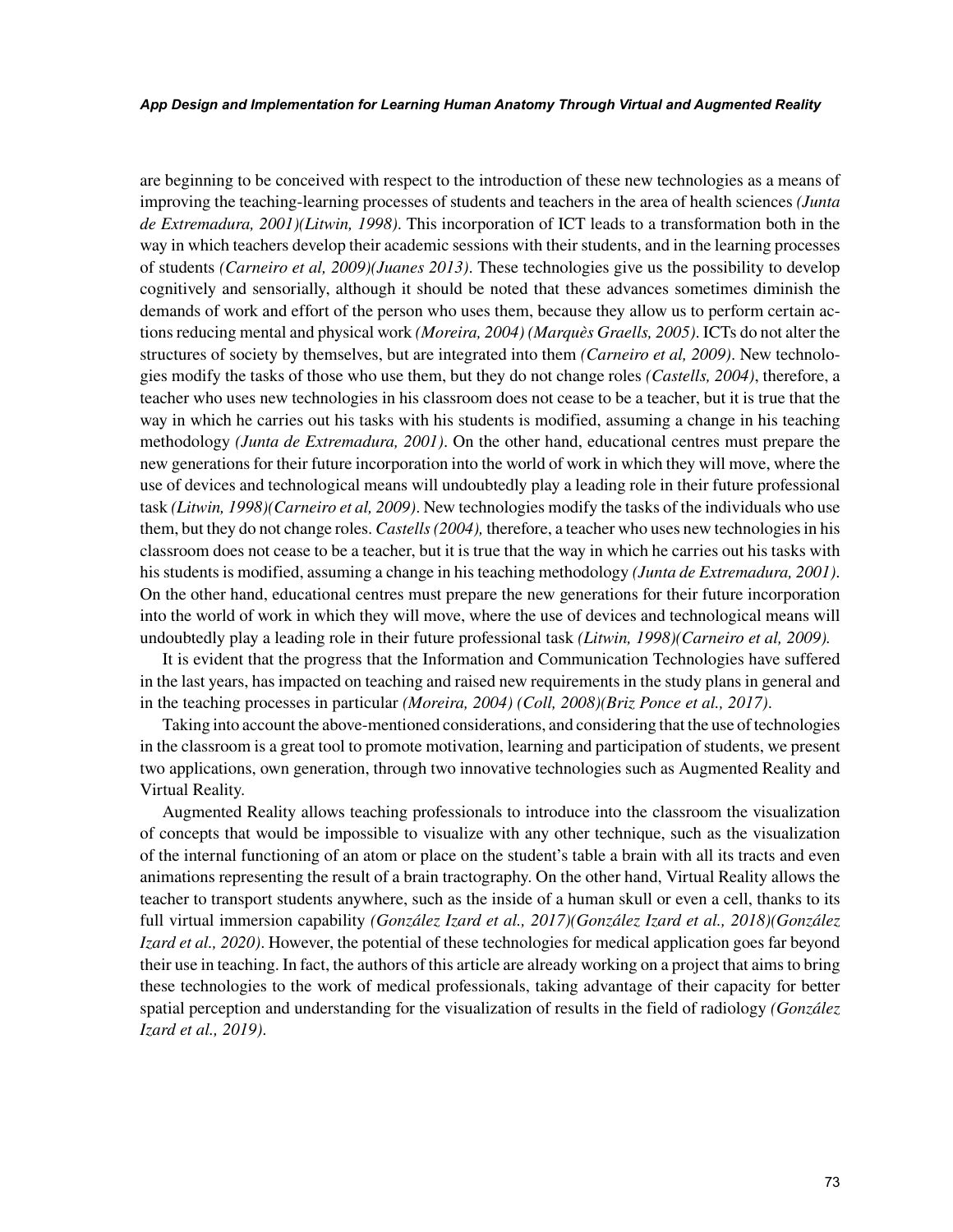are beginning to be conceived with respect to the introduction of these new technologies as a means of improving the teaching-learning processes of students and teachers in the area of health sciences *(Junta de Extremadura, 2001)(Litwin, 1998)*. This incorporation of ICT leads to a transformation both in the way in which teachers develop their academic sessions with their students, and in the learning processes of students *(Carneiro et al, 2009)(Juanes 2013)*. These technologies give us the possibility to develop cognitively and sensorially, although it should be noted that these advances sometimes diminish the demands of work and effort of the person who uses them, because they allow us to perform certain actions reducing mental and physical work *(Moreira, 2004) (Marquès Graells, 2005)*. ICTs do not alter the structures of society by themselves, but are integrated into them *(Carneiro et al, 2009)*. New technologies modify the tasks of those who use them, but they do not change roles *(Castells, 2004)*, therefore, a teacher who uses new technologies in his classroom does not cease to be a teacher, but it is true that the way in which he carries out his tasks with his students is modified, assuming a change in his teaching methodology *(Junta de Extremadura, 2001)*. On the other hand, educational centres must prepare the new generations for their future incorporation into the world of work in which they will move, where the use of devices and technological means will undoubtedly play a leading role in their future professional task *(Litwin, 1998)(Carneiro et al, 2009)*. New technologies modify the tasks of the individuals who use them, but they do not change roles. *Castells (2004),* therefore, a teacher who uses new technologies in his classroom does not cease to be a teacher, but it is true that the way in which he carries out his tasks with his students is modified, assuming a change in his teaching methodology *(Junta de Extremadura, 2001)*. On the other hand, educational centres must prepare the new generations for their future incorporation into the world of work in which they will move, where the use of devices and technological means will undoubtedly play a leading role in their future professional task *(Litwin, 1998)(Carneiro et al, 2009).*

It is evident that the progress that the Information and Communication Technologies have suffered in the last years, has impacted on teaching and raised new requirements in the study plans in general and in the teaching processes in particular *(Moreira, 2004) (Coll, 2008)(Briz Ponce et al., 2017)*.

Taking into account the above-mentioned considerations, and considering that the use of technologies in the classroom is a great tool to promote motivation, learning and participation of students, we present two applications, own generation, through two innovative technologies such as Augmented Reality and Virtual Reality.

Augmented Reality allows teaching professionals to introduce into the classroom the visualization of concepts that would be impossible to visualize with any other technique, such as the visualization of the internal functioning of an atom or place on the student's table a brain with all its tracts and even animations representing the result of a brain tractography. On the other hand, Virtual Reality allows the teacher to transport students anywhere, such as the inside of a human skull or even a cell, thanks to its full virtual immersion capability *(González Izard et al., 2017)(González Izard et al., 2018)(González Izard et al., 2020)*. However, the potential of these technologies for medical application goes far beyond their use in teaching. In fact, the authors of this article are already working on a project that aims to bring these technologies to the work of medical professionals, taking advantage of their capacity for better spatial perception and understanding for the visualization of results in the field of radiology *(González Izard et al., 2019)*.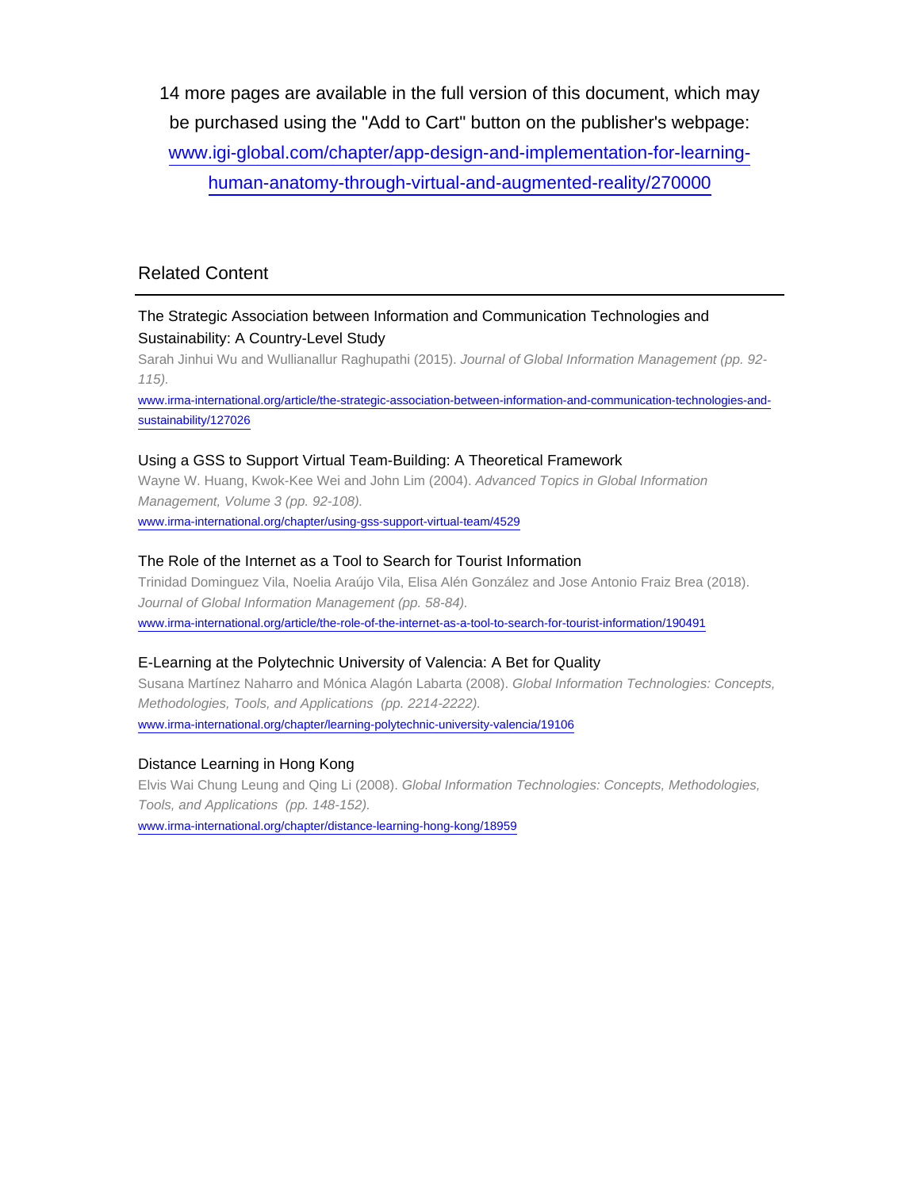14 more pages are available in the full version of this document, which may be purchased using the "Add to Cart" button on the publisher's webpage: [www.igi-global.com/chapter/app-design-and-implementation-for-learning-human-anatomy-through-virtual-and-augmented-reality/270000](www.igi-global.com/chapter/app-design-and-implementation-for-learning-human-anatomy-through-virtual-and-augmented-reality/270000)

## Related Content

---

**The Strategic Association between Information and Communication Technologies and Sustainability: A Country-Level Study**

Sarah Jinhui Wu and Wullianallur Raghupathi (2015). *Journal of Global Information Management (pp. 92-115).*

[www.irma-international.org/article/the-strategic-association-between-information-and-communication-technologies-and-sustainability/127026](www.irma-international.org/article/the-strategic-association-between-information-and-communication-technologies-and-sustainability/127026)

**Using a GSS to Support Virtual Team-Building: A Theoretical Framework**

Wayne W. Huang, Kwok-Kee Wei and John Lim (2004). *Advanced Topics in Global Information Management, Volume 3 (pp. 92-108).*

[www.irma-international.org/chapter/using-gss-support-virtual-team/4529](www.irma-international.org/chapter/using-gss-support-virtual-team/4529)

**The Role of the Internet as a Tool to Search for Tourist Information**

Trinidad Dominguez Vila, Noelia Araújo Vila, Elisa Alén González and Jose Antonio Fraiz Brea (2018). *Journal of Global Information Management (pp. 58-84).*

[www.irma-international.org/article/the-role-of-the-internet-as-a-tool-to-search-for-tourist-information/190491](www.irma-international.org/article/the-role-of-the-internet-as-a-tool-to-search-for-tourist-information/190491)

**E-Learning at the Polytechnic University of Valencia: A Bet for Quality**

Susana Martínez Naharro and Mónica Alagón Labarta (2008). *Global Information Technologies: Concepts, Methodologies, Tools, and Applications (pp. 2214-2222).*

[www.irma-international.org/chapter/learning-polytechnic-university-valencia/19106](www.irma-international.org/chapter/learning-polytechnic-university-valencia/19106)

**Distance Learning in Hong Kong**

Elvis Wai Chung Leung and Qing Li (2008). *Global Information Technologies: Concepts, Methodologies, Tools, and Applications (pp. 148-152).*

[www.irma-international.org/chapter/distance-learning-hong-kong/18959](www.irma-international.org/chapter/distance-learning-hong-kong/18959)